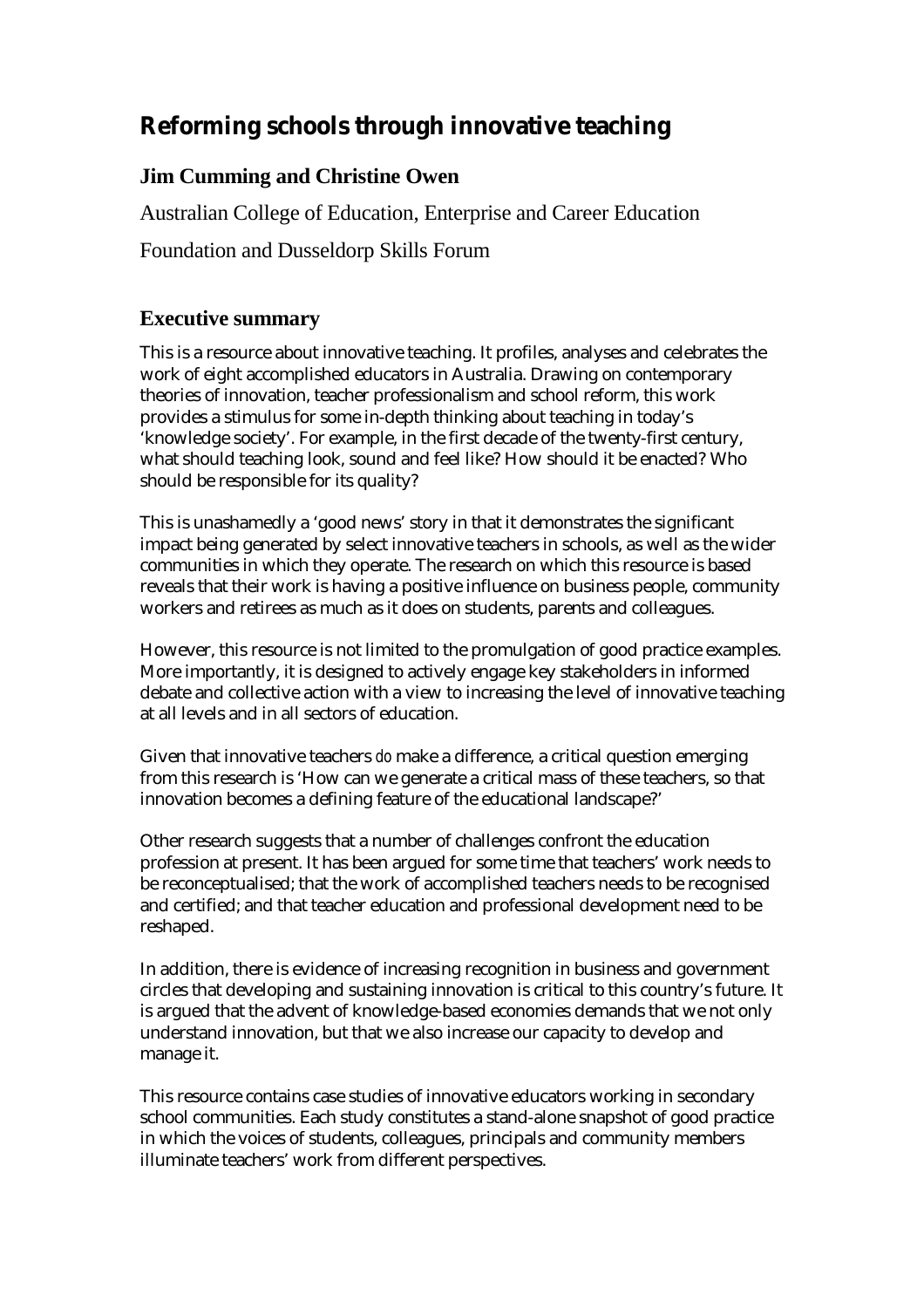# Reforming schools through innovative teaching

## Jim Cumming and Christine Owen

Australian College of Education, Enterprise and Career Education

Foundation and Dusseldorp Skills Forum

## Executive summary

This is a resource about innovative teaching. It profiles, analyses and celebrates the work of eight accomplished educators in Australia. Drawing on contemporary theories of innovation, teacher professionalism and school reform, this work provides a stimulus for some in-depth thinking about teaching in today's 'knowledge society'. For example, in the first decade of the twenty-first century, what should teaching look, sound and feel like? How should it be enacted? Who should be responsible for its quality?

This is unashamedly a 'good news' story in that it demonstrates the significant impact being generated by select innovative teachers in schools, as well as the wider communities in which they operate. The research on which this resource is based reveals that their work is having a positive influence on business people, community workers and retirees as much as it does on students, parents and colleagues.

However, this resource is not limited to the promulgation of good practice examples. More importantly, it is designed to actively engage key stakeholders in informed debate and collective action with a view to increasing the level of innovative teaching at all levels and in all sectors of education.

Given that innovative teachers *do* make a difference, a critical question emerging from this research is 'How can we generate a critical mass of these teachers, so that innovation becomes a defining feature of the educational landscape?'

Other research suggests that a number of challenges confront the education profession at present. It has been argued for some time that teachers' work needs to be reconceptualised; that the work of accomplished teachers needs to be recognised and certified; and that teacher education and professional development need to be reshaped.

In addition, there is evidence of increasing recognition in business and government circles that developing and sustaining innovation is critical to this country's future. It is argued that the advent of knowledge-based economies demands that we not only understand innovation, but that we also increase our capacity to develop and manage it.

This resource contains case studies of innovative educators working in secondary school communities. Each study constitutes a stand-alone snapshot of good practice in which the voices of students, colleagues, principals and community members illuminate teachers' work from different perspectives.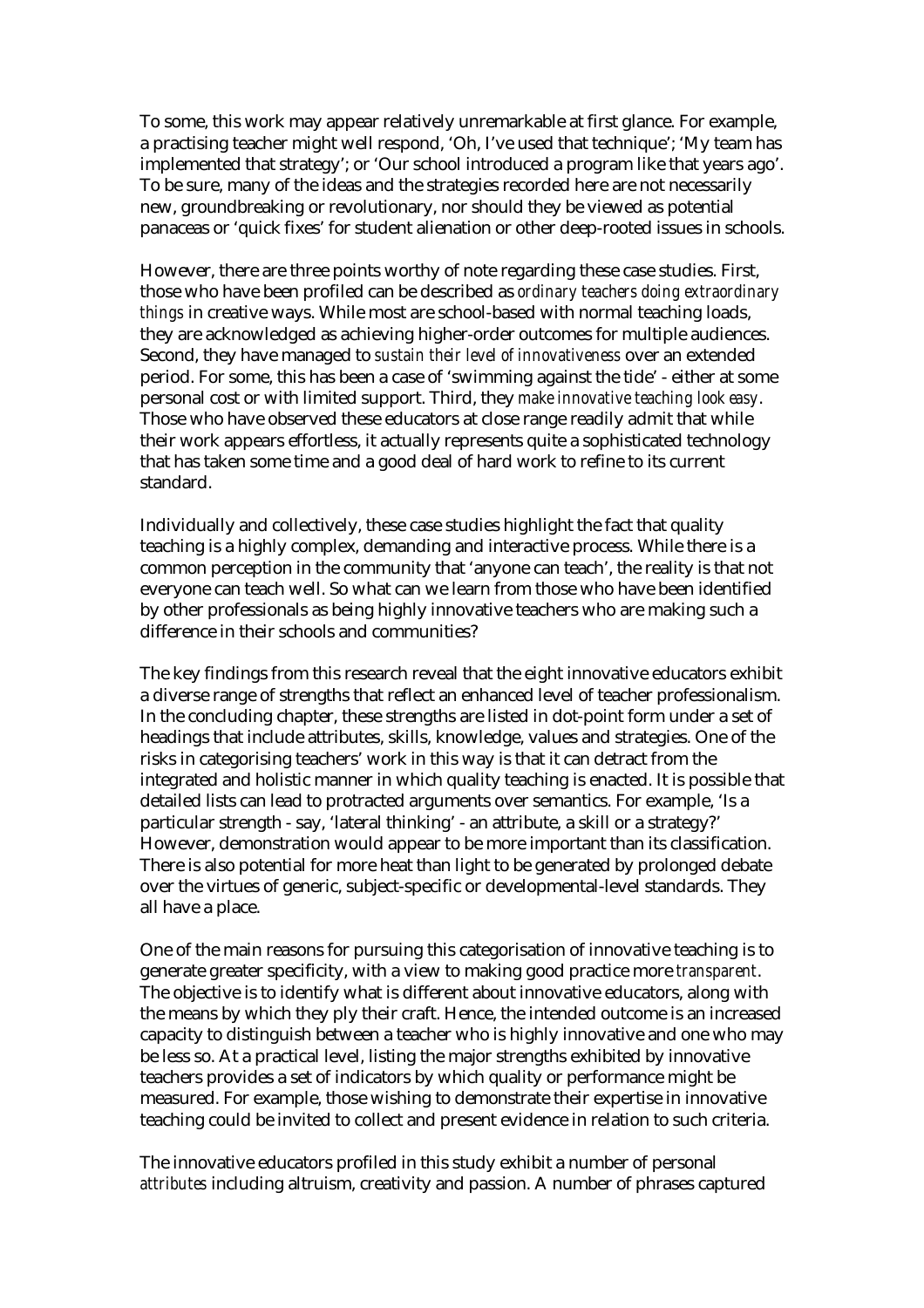To some, this work may appear relatively unremarkable at first glance. For example, a practising teacher might well respond, 'Oh, I've used that technique'; 'My team has implemented that strategy'; or 'Our school introduced a program like that years ago'. To be sure, many of the ideas and the strategies recorded here are not necessarily new, groundbreaking or revolutionary, nor should they be viewed as potential panaceas or 'quick fixes' for student alienation or other deep-rooted issues in schools.

However, there are three points worthy of note regarding these case studies. First, those who have been profiled can be described as *ordinary teachers doing extraordinary things* in creative ways. While most are school-based with normal teaching loads, they are acknowledged as achieving higher-order outcomes for multiple audiences. Second, they have managed to *sustain their level of innovativeness* over an extended period. For some, this has been a case of 'swimming against the tide' - either at some personal cost or with limited support. Third, they *make innovative teaching look easy*. Those who have observed these educators at close range readily admit that while their work appears effortless, it actually represents quite a sophisticated technology that has taken some time and a good deal of hard work to refine to its current standard.

Individually and collectively, these case studies highlight the fact that quality teaching is a highly complex, demanding and interactive process. While there is a common perception in the community that 'anyone can teach', the reality is that not everyone can teach well. So what can we learn from those who have been identified by other professionals as being highly innovative teachers who are making such a difference in their schools and communities?

The key findings from this research reveal that the eight innovative educators exhibit a diverse range of strengths that reflect an enhanced level of teacher professionalism. In the concluding chapter, these strengths are listed in dot-point form under a set of headings that include attributes, skills, knowledge, values and strategies. One of the risks in categorising teachers' work in this way is that it can detract from the integrated and holistic manner in which quality teaching is enacted. It is possible that detailed lists can lead to protracted arguments over semantics. For example, 'Is a particular strength - say, 'lateral thinking' - an attribute, a skill or a strategy?' However, demonstration would appear to be more important than its classification. There is also potential for more heat than light to be generated by prolonged debate over the virtues of generic, subject-specific or developmental-level standards. They all have a place.

One of the main reasons for pursuing this categorisation of innovative teaching is to generate greater specificity, with a view to making good practice more *transparent*. The objective is to identify what is different about innovative educators, along with the means by which they ply their craft. Hence, the intended outcome is an increased capacity to distinguish between a teacher who is highly innovative and one who may be less so. At a practical level, listing the major strengths exhibited by innovative teachers provides a set of indicators by which quality or performance might be measured. For example, those wishing to demonstrate their expertise in innovative teaching could be invited to collect and present evidence in relation to such criteria.

The innovative educators profiled in this study exhibit a number of personal *attributes* including altruism, creativity and passion. A number of phrases captured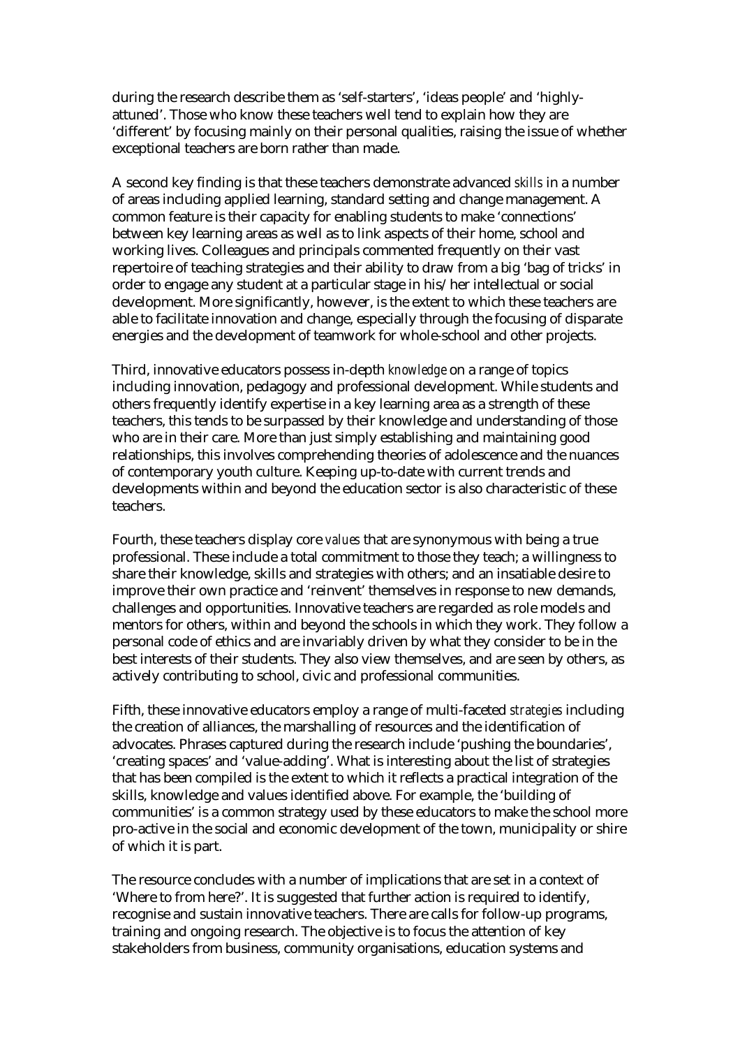during the research describe them as 'self-starters', 'ideas people' and 'highly-attuned'. Those who know these teachers well tend to explain how they are 'different' by focusing mainly on their personal qualities, raising the issue of whether exceptional teachers are born rather than made.

A second key finding is that these teachers demonstrate advanced *skills* in a number of areas including applied learning, standard setting and change management. A common feature is their capacity for enabling students to make 'connections' between key learning areas as well as to link aspects of their home, school and working lives. Colleagues and principals commented frequently on their vast repertoire of teaching strategies and their ability to draw from a big 'bag of tricks' in order to engage any student at a particular stage in his/her intellectual or social development. More significantly, however, is the extent to which these teachers are able to facilitate innovation and change, especially through the focusing of disparate energies and the development of teamwork for whole-school and other projects.

Third, innovative educators possess in-depth *knowledge* on a range of topics including innovation, pedagogy and professional development. While students and others frequently identify expertise in a key learning area as a strength of these teachers, this tends to be surpassed by their knowledge and understanding of those who are in their care. More than just simply establishing and maintaining good relationships, this involves comprehending theories of adolescence and the nuances of contemporary youth culture. Keeping up-to-date with current trends and developments within and beyond the education sector is also characteristic of these teachers.

Fourth, these teachers display core *values* that are synonymous with being a true professional. These include a total commitment to those they teach; a willingness to share their knowledge, skills and strategies with others; and an insatiable desire to improve their own practice and 'reinvent' themselves in response to new demands, challenges and opportunities. Innovative teachers are regarded as role models and mentors for others, within and beyond the schools in which they work. They follow a personal code of ethics and are invariably driven by what they consider to be in the best interests of their students. They also view themselves, and are seen by others, as actively contributing to school, civic and professional communities.

Fifth, these innovative educators employ a range of multi-faceted *strategies* including the creation of alliances, the marshalling of resources and the identification of advocates. Phrases captured during the research include 'pushing the boundaries', 'creating spaces' and 'value-adding'. What is interesting about the list of strategies that has been compiled is the extent to which it reflects a practical integration of the skills, knowledge and values identified above. For example, the 'building of communities' is a common strategy used by these educators to make the school more pro-active in the social and economic development of the town, municipality or shire of which it is part.

The resource concludes with a number of implications that are set in a context of 'Where to from here?'. It is suggested that further action is required to identify, recognise and sustain innovative teachers. There are calls for follow-up programs, training and ongoing research. The objective is to focus the attention of key stakeholders from business, community organisations, education systems and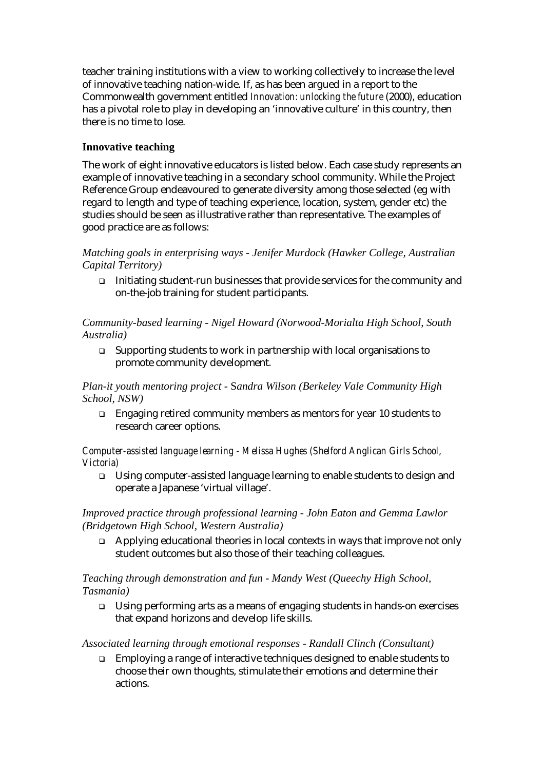teacher training institutions with a view to working collectively to increase the level of innovative teaching nation-wide. If, as has been argued in a report to the Commonwealth government entitled *Innovation: unlocking the future* (2000), education has a pivotal role to play in developing an 'innovative culture' in this country, then there is no time to lose.

### Innovative teaching

The work of eight innovative educators is listed below. Each case study represents an example of innovative teaching in a secondary school community. While the Project Reference Group endeavoured to generate diversity among those selected (eg with regard to length and type of teaching experience, location, system, gender etc) the studies should be seen as illustrative rather than representative. The examples of good practice are as follows:

*Matching goals in enterprising ways - Jenifer Murdock (Hawker College, Australian Capital Territory)*

- Initiating student-run businesses that provide services for the community and on-the-job training for student participants.

*Community-based learning - Nigel Howard (Norwood-Morialta High School, South Australia)*

- Supporting students to work in partnership with local organisations to promote community development.

*Plan-it youth mentoring project - Sandra Wilson (Berkeley Vale Community High School, NSW)*

- Engaging retired community members as mentors for year 10 students to research career options.

*Computer-assisted language learning - Melissa Hughes (Shelford Anglican Girls School, Victoria)*

- Using computer-assisted language learning to enable students to design and operate a Japanese 'virtual village'.

*Improved practice through professional learning - John Eaton and Gemma Lawlor (Bridgetown High School, Western Australia)*

- Applying educational theories in local contexts in ways that improve not only student outcomes but also those of their teaching colleagues.

*Teaching through demonstration and fun - Mandy West (Queechy High School, Tasmania)*

- Using performing arts as a means of engaging students in hands-on exercises that expand horizons and develop life skills.

*Associated learning through emotional responses - Randall Clinch (Consultant)*

- Employing a range of interactive techniques designed to enable students to choose their own thoughts, stimulate their emotions and determine their actions.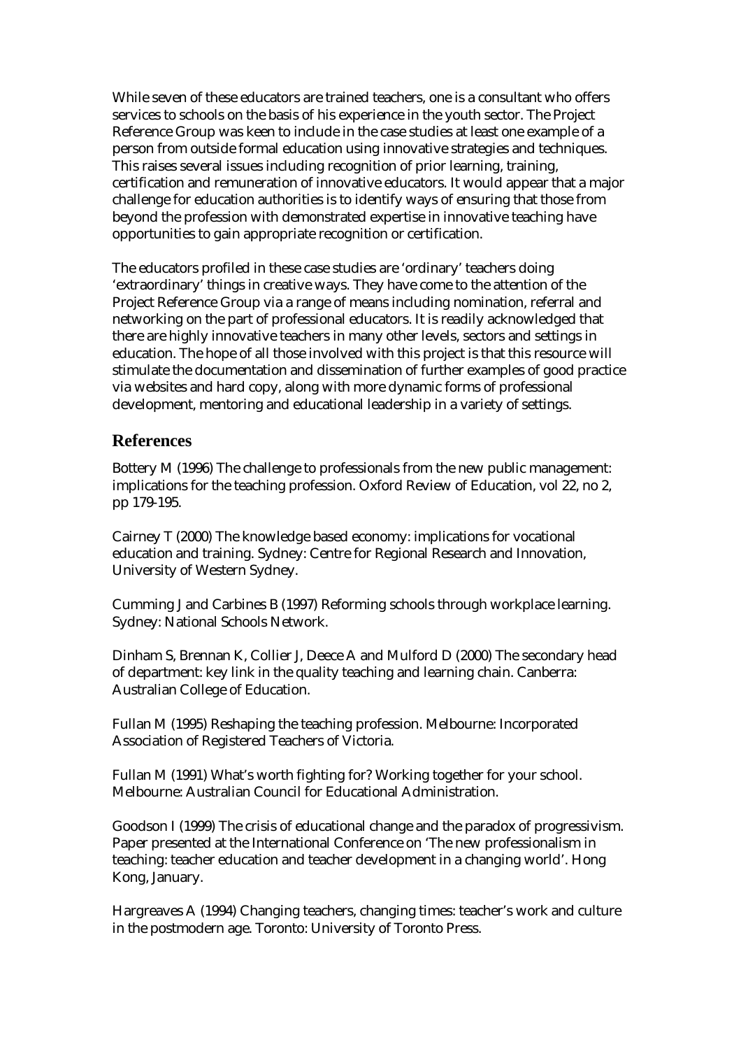While seven of these educators are trained teachers, one is a consultant who offers services to schools on the basis of his experience in the youth sector. The Project Reference Group was keen to include in the case studies at least one example of a person from outside formal education using innovative strategies and techniques. This raises several issues including recognition of prior learning, training, certification and remuneration of innovative educators. It would appear that a major challenge for education authorities is to identify ways of ensuring that those from beyond the profession with demonstrated expertise in innovative teaching have opportunities to gain appropriate recognition or certification.

The educators profiled in these case studies are 'ordinary' teachers doing 'extraordinary' things in creative ways. They have come to the attention of the Project Reference Group via a range of means including nomination, referral and networking on the part of professional educators. It is readily acknowledged that there are highly innovative teachers in many other levels, sectors and settings in education. The hope of all those involved with this project is that this resource will stimulate the documentation and dissemination of further examples of good practice via websites and hard copy, along with more dynamic forms of professional development, mentoring and educational leadership in a variety of settings.

## References

Bottery M (1996) The challenge to professionals from the new public management: implications for the teaching profession. Oxford Review of Education, vol 22, no 2, pp 179-195.

Cairney T (2000) The knowledge based economy: implications for vocational education and training. Sydney: Centre for Regional Research and Innovation, University of Western Sydney.

Cumming J and Carbines B (1997) Reforming schools through workplace learning. Sydney: National Schools Network.

Dinham S, Brennan K, Collier J, Deece A and Mulford D (2000) The secondary head of department: key link in the quality teaching and learning chain. Canberra: Australian College of Education.

Fullan M (1995) Reshaping the teaching profession. Melbourne: Incorporated Association of Registered Teachers of Victoria.

Fullan M (1991) What's worth fighting for? Working together for your school. Melbourne: Australian Council for Educational Administration.

Goodson I (1999) The crisis of educational change and the paradox of progressivism. Paper presented at the International Conference on 'The new professionalism in teaching: teacher education and teacher development in a changing world'. Hong Kong, January.

Hargreaves A (1994) Changing teachers, changing times: teacher's work and culture in the postmodern age. Toronto: University of Toronto Press.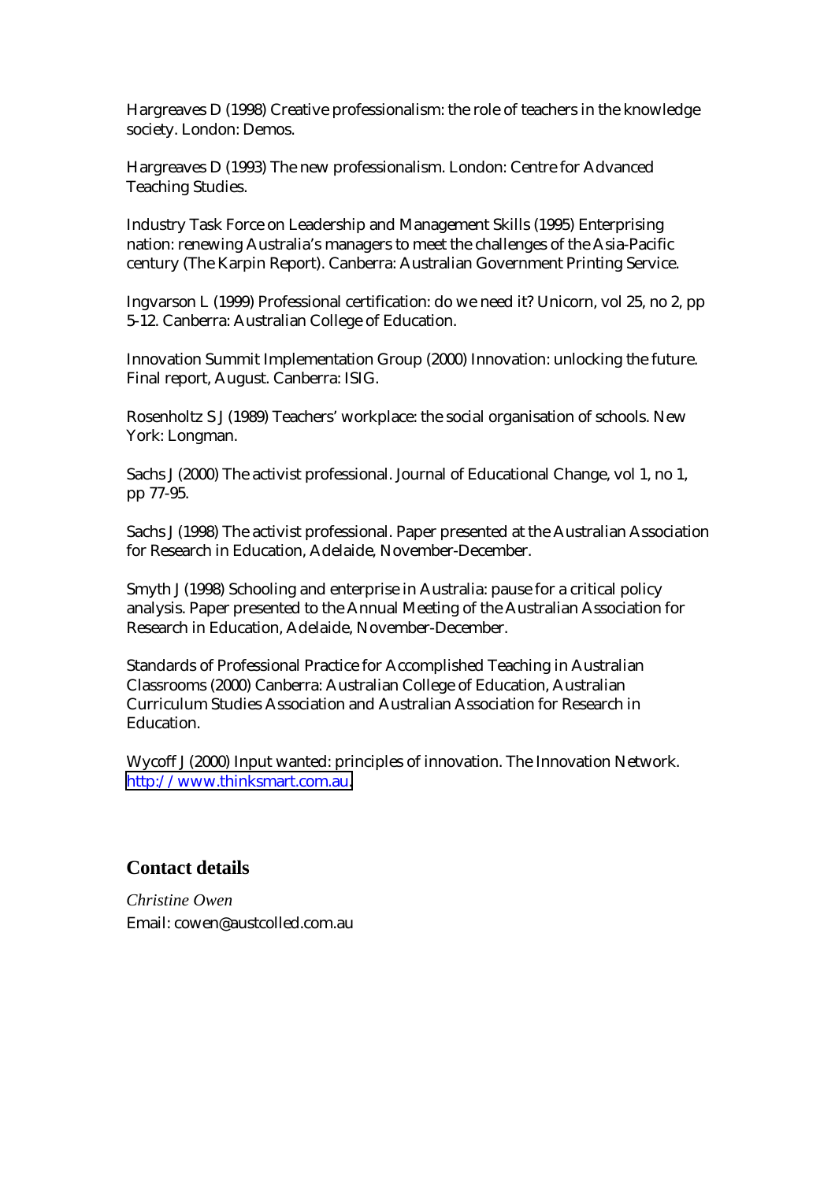Hargreaves D (1998) Creative professionalism: the role of teachers in the knowledge society. London: Demos.

Hargreaves D (1993) The new professionalism. London: Centre for Advanced Teaching Studies.

Industry Task Force on Leadership and Management Skills (1995) Enterprising nation: renewing Australia's managers to meet the challenges of the Asia-Pacific century (The Karpin Report). Canberra: Australian Government Printing Service.

Ingvarson L (1999) Professional certification: do we need it? Unicorn, vol 25, no 2, pp 5-12. Canberra: Australian College of Education.

Innovation Summit Implementation Group (2000) Innovation: unlocking the future. Final report, August. Canberra: ISIG.

Rosenholtz S J (1989) Teachers' workplace: the social organisation of schools. New York: Longman.

Sachs J (2000) The activist professional. Journal of Educational Change, vol 1, no 1, pp 77-95.

Sachs J (1998) The activist professional. Paper presented at the Australian Association for Research in Education, Adelaide, November-December.

Smyth J (1998) Schooling and enterprise in Australia: pause for a critical policy analysis. Paper presented to the Annual Meeting of the Australian Association for Research in Education, Adelaide, November-December.

Standards of Professional Practice for Accomplished Teaching in Australian Classrooms (2000) Canberra: Australian College of Education, Australian Curriculum Studies Association and Australian Association for Research in Education.

Wycoff J (2000) Input wanted: principles of innovation. The Innovation Network. http://www.thinksmart.com.au.

## Contact details

*Christine Owen*
Email: cowen@austcolled.com.au